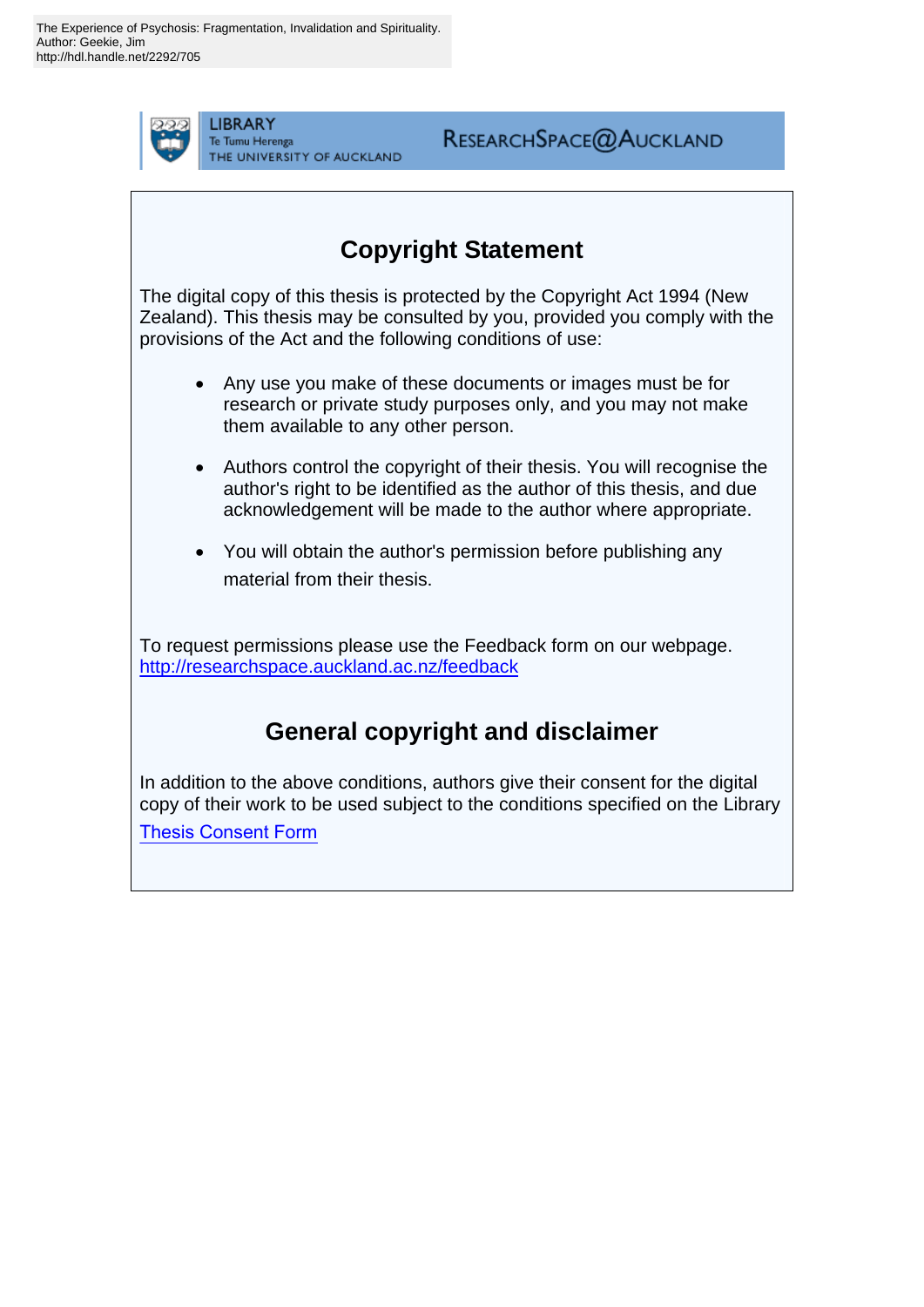The Experience of Psychosis: Fragmentation, Invalidation and Spirituality.
Author: Geekie, Jim
http://hdl.handle.net/2292/705

LIBRARY
Te Tumu Herenga
THE UNIVERSITY OF AUCKLAND

RESEARCHSPACE@AUCKLAND

## Copyright Statement

The digital copy of this thesis is protected by the Copyright Act 1994 (New Zealand). This thesis may be consulted by you, provided you comply with the provisions of the Act and the following conditions of use:

- Any use you make of these documents or images must be for research or private study purposes only, and you may not make them available to any other person.
- Authors control the copyright of their thesis. You will recognise the author's right to be identified as the author of this thesis, and due acknowledgement will be made to the author where appropriate.
- You will obtain the author's permission before publishing any material from their thesis.

To request permissions please use the Feedback form on our webpage.
http://researchspace.auckland.ac.nz/feedback

## General copyright and disclaimer

In addition to the above conditions, authors give their consent for the digital copy of their work to be used subject to the conditions specified on the Library Thesis Consent Form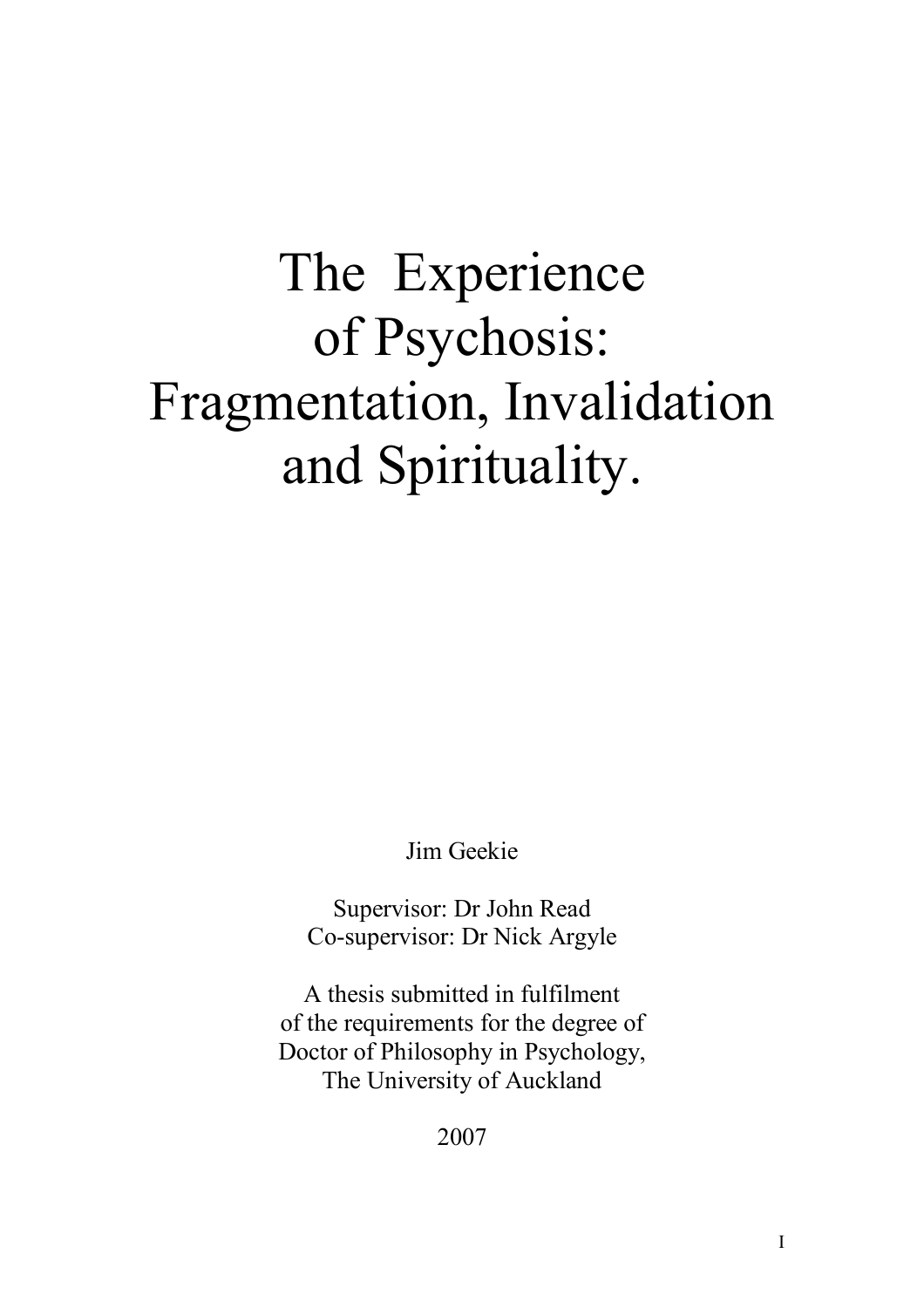# The Experience of Psychosis: Fragmentation, Invalidation and Spirituality.

Jim Geekie

Supervisor: Dr John Read
Co-supervisor: Dr Nick Argyle

A thesis submitted in fulfilment
of the requirements for the degree of
Doctor of Philosophy in Psychology,
The University of Auckland

2007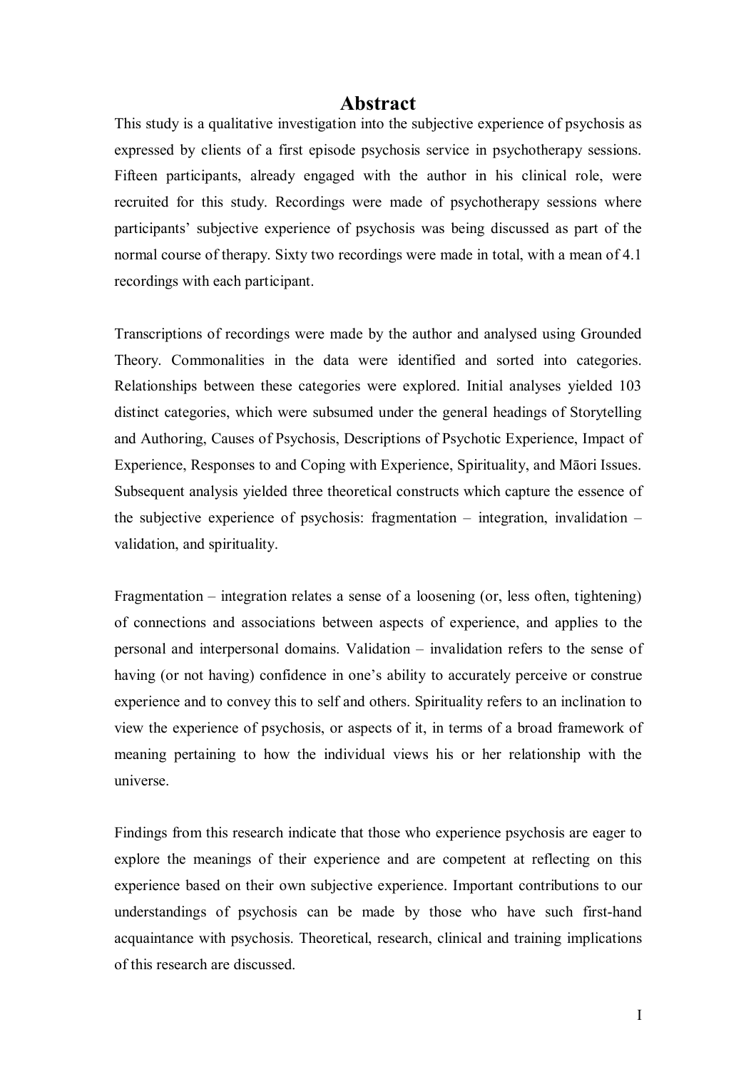# Abstract

This study is a qualitative investigation into the subjective experience of psychosis as expressed by clients of a first episode psychosis service in psychotherapy sessions. Fifteen participants, already engaged with the author in his clinical role, were recruited for this study. Recordings were made of psychotherapy sessions where participants' subjective experience of psychosis was being discussed as part of the normal course of therapy. Sixty two recordings were made in total, with a mean of 4.1 recordings with each participant.

Transcriptions of recordings were made by the author and analysed using Grounded Theory. Commonalities in the data were identified and sorted into categories. Relationships between these categories were explored. Initial analyses yielded 103 distinct categories, which were subsumed under the general headings of Storytelling and Authoring, Causes of Psychosis, Descriptions of Psychotic Experience, Impact of Experience, Responses to and Coping with Experience, Spirituality, and Māori Issues. Subsequent analysis yielded three theoretical constructs which capture the essence of the subjective experience of psychosis: fragmentation – integration, invalidation – validation, and spirituality.

Fragmentation – integration relates a sense of a loosening (or, less often, tightening) of connections and associations between aspects of experience, and applies to the personal and interpersonal domains. Validation – invalidation refers to the sense of having (or not having) confidence in one's ability to accurately perceive or construe experience and to convey this to self and others. Spirituality refers to an inclination to view the experience of psychosis, or aspects of it, in terms of a broad framework of meaning pertaining to how the individual views his or her relationship with the universe.

Findings from this research indicate that those who experience psychosis are eager to explore the meanings of their experience and are competent at reflecting on this experience based on their own subjective experience. Important contributions to our understandings of psychosis can be made by those who have such first-hand acquaintance with psychosis. Theoretical, research, clinical and training implications of this research are discussed.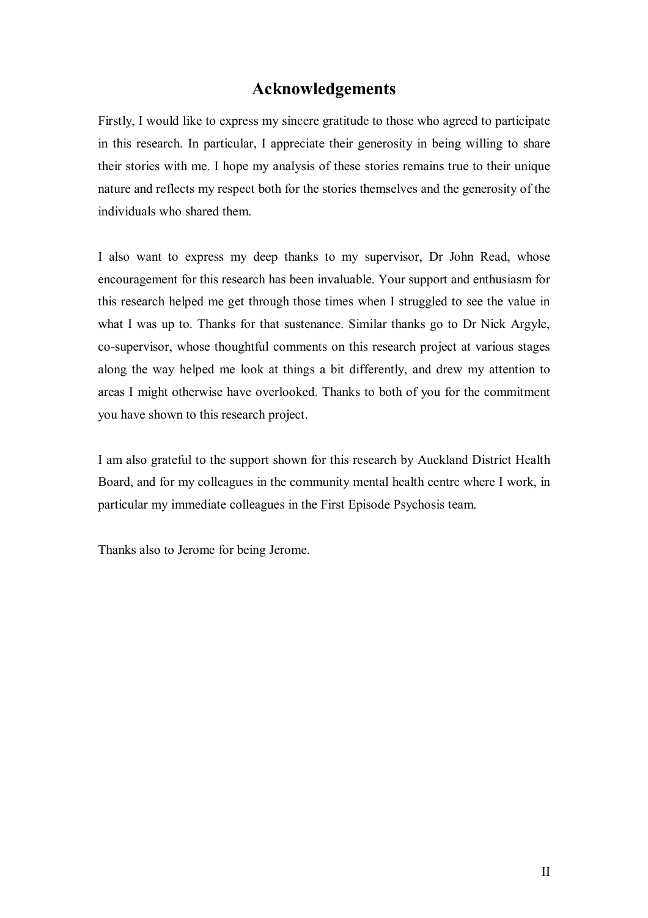## Acknowledgements

Firstly, I would like to express my sincere gratitude to those who agreed to participate in this research. In particular, I appreciate their generosity in being willing to share their stories with me. I hope my analysis of these stories remains true to their unique nature and reflects my respect both for the stories themselves and the generosity of the individuals who shared them.

I also want to express my deep thanks to my supervisor, Dr John Read, whose encouragement for this research has been invaluable. Your support and enthusiasm for this research helped me get through those times when I struggled to see the value in what I was up to. Thanks for that sustenance. Similar thanks go to Dr Nick Argyle, co-supervisor, whose thoughtful comments on this research project at various stages along the way helped me look at things a bit differently, and drew my attention to areas I might otherwise have overlooked. Thanks to both of you for the commitment you have shown to this research project.

I am also grateful to the support shown for this research by Auckland District Health Board, and for my colleagues in the community mental health centre where I work, in particular my immediate colleagues in the First Episode Psychosis team.

Thanks also to Jerome for being Jerome.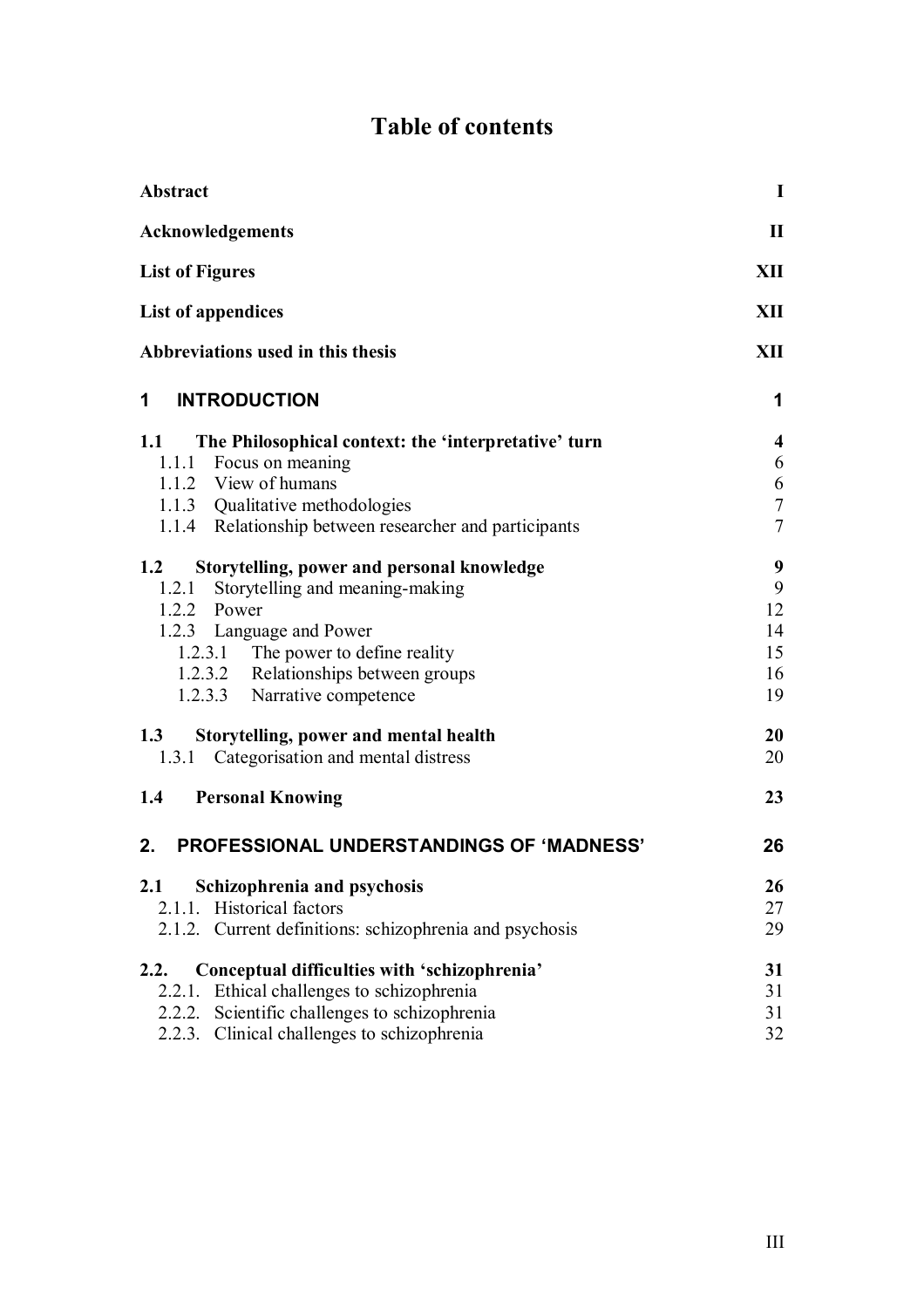# Table of contents

| | |
|---|---|
| **Abstract** | **I** |
| **Acknowledgements** | **II** |
| **List of Figures** | **XII** |
| **List of appendices** | **XII** |
| **Abbreviations used in this thesis** | **XII** |
| **1 INTRODUCTION** | **1** |
| **1.1 The Philosophical context: the 'interpretative' turn** | **4** |
| 1.1.1 Focus on meaning | 6 |
| 1.1.2 View of humans | 6 |
| 1.1.3 Qualitative methodologies | 7 |
| 1.1.4 Relationship between researcher and participants | 7 |
| **1.2 Storytelling, power and personal knowledge** | **9** |
| 1.2.1 Storytelling and meaning-making | 9 |
| 1.2.2 Power | 12 |
| 1.2.3 Language and Power | 14 |
| 1.2.3.1 The power to define reality | 15 |
| 1.2.3.2 Relationships between groups | 16 |
| 1.2.3.3 Narrative competence | 19 |
| **1.3 Storytelling, power and mental health** | **20** |
| 1.3.1 Categorisation and mental distress | 20 |
| **1.4 Personal Knowing** | **23** |
| **2. PROFESSIONAL UNDERSTANDINGS OF 'MADNESS'** | **26** |
| **2.1 Schizophrenia and psychosis** | **26** |
| 2.1.1. Historical factors | 27 |
| 2.1.2. Current definitions: schizophrenia and psychosis | 29 |
| **2.2. Conceptual difficulties with 'schizophrenia'** | **31** |
| 2.2.1. Ethical challenges to schizophrenia | 31 |
| 2.2.2. Scientific challenges to schizophrenia | 31 |
| 2.2.3. Clinical challenges to schizophrenia | 32 |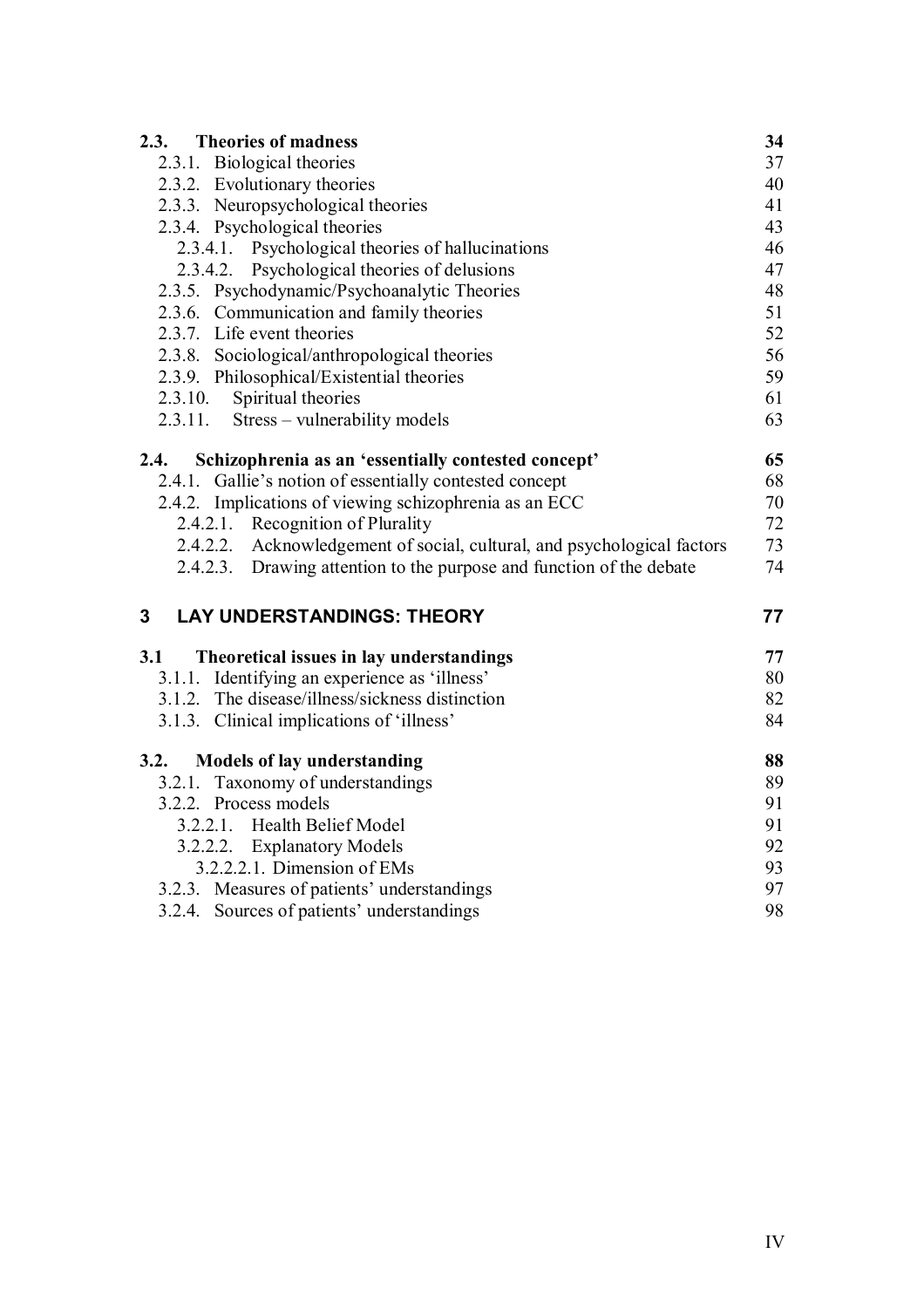| | |
|---|---|
| **2.3. Theories of madness** | **34** |
| 2.3.1. Biological theories | 37 |
| 2.3.2. Evolutionary theories | 40 |
| 2.3.3. Neuropsychological theories | 41 |
| 2.3.4. Psychological theories | 43 |
| 2.3.4.1. Psychological theories of hallucinations | 46 |
| 2.3.4.2. Psychological theories of delusions | 47 |
| 2.3.5. Psychodynamic/Psychoanalytic Theories | 48 |
| 2.3.6. Communication and family theories | 51 |
| 2.3.7. Life event theories | 52 |
| 2.3.8. Sociological/anthropological theories | 56 |
| 2.3.9. Philosophical/Existential theories | 59 |
| 2.3.10. Spiritual theories | 61 |
| 2.3.11. Stress – vulnerability models | 63 |
| **2.4. Schizophrenia as an 'essentially contested concept'** | **65** |
| 2.4.1. Gallie's notion of essentially contested concept | 68 |
| 2.4.2. Implications of viewing schizophrenia as an ECC | 70 |
| 2.4.2.1. Recognition of Plurality | 72 |
| 2.4.2.2. Acknowledgement of social, cultural, and psychological factors | 73 |
| 2.4.2.3. Drawing attention to the purpose and function of the debate | 74 |
| **3 LAY UNDERSTANDINGS: THEORY** | **77** |
| **3.1 Theoretical issues in lay understandings** | **77** |
| 3.1.1. Identifying an experience as 'illness' | 80 |
| 3.1.2. The disease/illness/sickness distinction | 82 |
| 3.1.3. Clinical implications of 'illness' | 84 |
| **3.2. Models of lay understanding** | **88** |
| 3.2.1. Taxonomy of understandings | 89 |
| 3.2.2. Process models | 91 |
| 3.2.2.1. Health Belief Model | 91 |
| 3.2.2.2. Explanatory Models | 92 |
| 3.2.2.2.1. Dimension of EMs | 93 |
| 3.2.3. Measures of patients' understandings | 97 |
| 3.2.4. Sources of patients' understandings | 98 |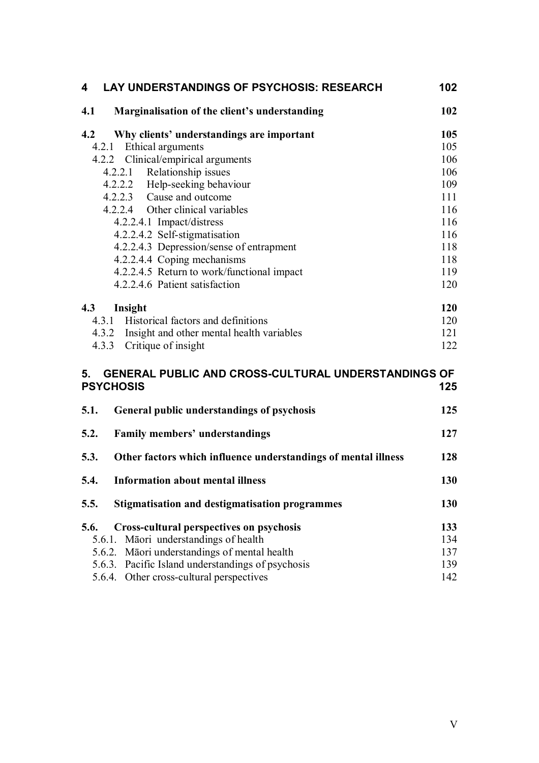**4 LAY UNDERSTANDINGS OF PSYCHOSIS: RESEARCH 102**

**4.1 Marginalisation of the client's understanding 102**

**4.2 Why clients' understandings are important 105**

- 4.2.1 Ethical arguments 105
- 4.2.2 Clinical/empirical arguments 106
  - 4.2.2.1 Relationship issues 106
  - 4.2.2.2 Help-seeking behaviour 109
  - 4.2.2.3 Cause and outcome 111
  - 4.2.2.4 Other clinical variables 116
    - 4.2.2.4.1 Impact/distress 116
    - 4.2.2.4.2 Self-stigmatisation 116
    - 4.2.2.4.3 Depression/sense of entrapment 118
    - 4.2.2.4.4 Coping mechanisms 118
    - 4.2.2.4.5 Return to work/functional impact 119
    - 4.2.2.4.6 Patient satisfaction 120

**4.3 Insight 120**

- 4.3.1 Historical factors and definitions 120
- 4.3.2 Insight and other mental health variables 121
- 4.3.3 Critique of insight 122

**5. GENERAL PUBLIC AND CROSS-CULTURAL UNDERSTANDINGS OF PSYCHOSIS 125**

**5.1. General public understandings of psychosis 125**

**5.2. Family members' understandings 127**

**5.3. Other factors which influence understandings of mental illness 128**

**5.4. Information about mental illness 130**

**5.5. Stigmatisation and destigmatisation programmes 130**

**5.6. Cross-cultural perspectives on psychosis 133**

- 5.6.1. Māori understandings of health 134
- 5.6.2. Māori understandings of mental health 137
- 5.6.3. Pacific Island understandings of psychosis 139
- 5.6.4. Other cross-cultural perspectives 142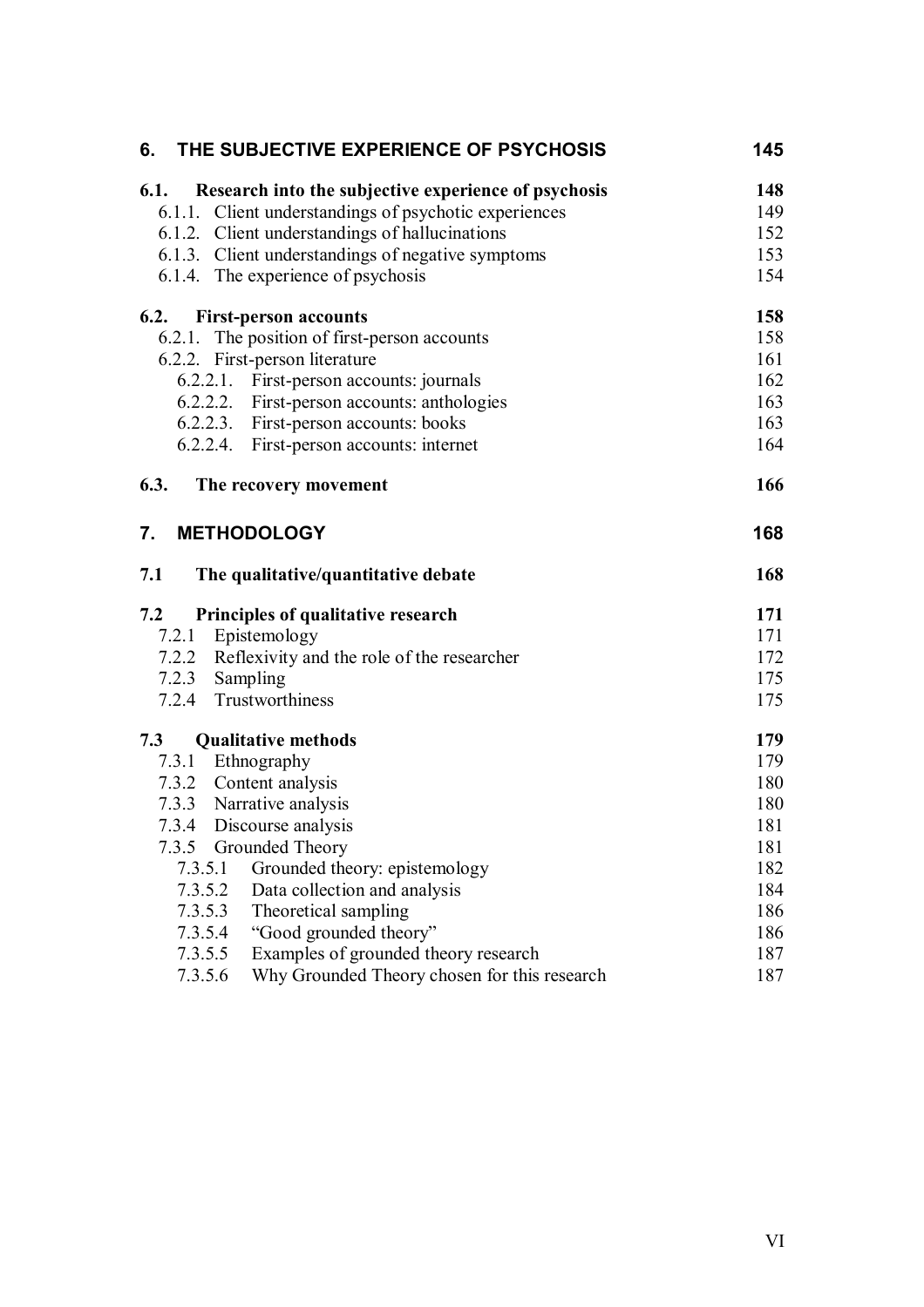| | |
|---|---|
| **6. THE SUBJECTIVE EXPERIENCE OF PSYCHOSIS** | **145** |
| **6.1. Research into the subjective experience of psychosis** | **148** |
| 6.1.1. Client understandings of psychotic experiences | 149 |
| 6.1.2. Client understandings of hallucinations | 152 |
| 6.1.3. Client understandings of negative symptoms | 153 |
| 6.1.4. The experience of psychosis | 154 |
| **6.2. First-person accounts** | **158** |
| 6.2.1. The position of first-person accounts | 158 |
| 6.2.2. First-person literature | 161 |
| 6.2.2.1. First-person accounts: journals | 162 |
| 6.2.2.2. First-person accounts: anthologies | 163 |
| 6.2.2.3. First-person accounts: books | 163 |
| 6.2.2.4. First-person accounts: internet | 164 |
| **6.3. The recovery movement** | **166** |
| **7. METHODOLOGY** | **168** |
| **7.1 The qualitative/quantitative debate** | **168** |
| **7.2 Principles of qualitative research** | **171** |
| 7.2.1 Epistemology | 171 |
| 7.2.2 Reflexivity and the role of the researcher | 172 |
| 7.2.3 Sampling | 175 |
| 7.2.4 Trustworthiness | 175 |
| **7.3 Qualitative methods** | **179** |
| 7.3.1 Ethnography | 179 |
| 7.3.2 Content analysis | 180 |
| 7.3.3 Narrative analysis | 180 |
| 7.3.4 Discourse analysis | 181 |
| 7.3.5 Grounded Theory | 181 |
| 7.3.5.1 Grounded theory: epistemology | 182 |
| 7.3.5.2 Data collection and analysis | 184 |
| 7.3.5.3 Theoretical sampling | 186 |
| 7.3.5.4 "Good grounded theory" | 186 |
| 7.3.5.5 Examples of grounded theory research | 187 |
| 7.3.5.6 Why Grounded Theory chosen for this research | 187 |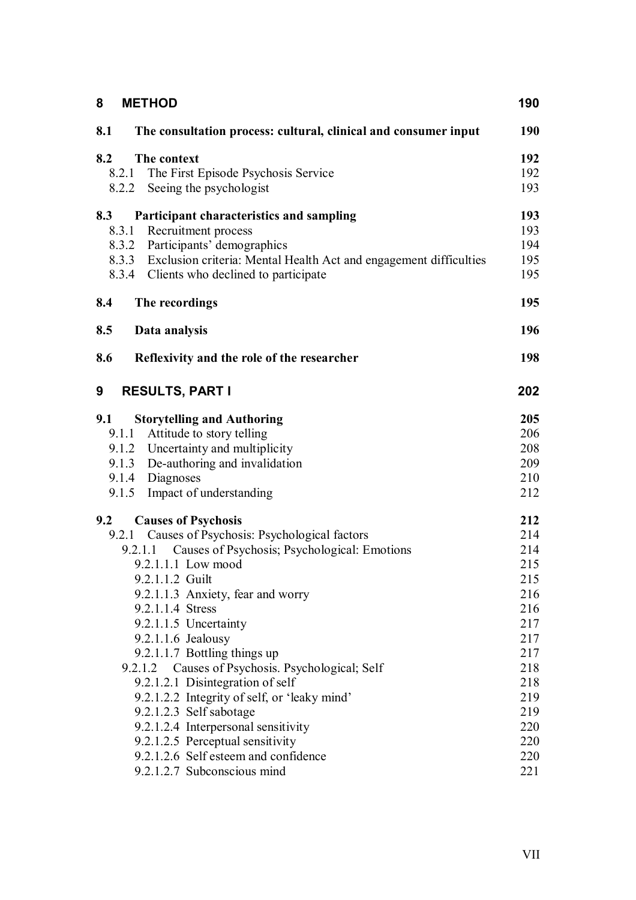| | | |
|---|---|---|
| **8** | **METHOD** | **190** |
| **8.1** | **The consultation process: cultural, clinical and consumer input** | **190** |
| **8.2** | **The context** | **192** |
| 8.2.1 | The First Episode Psychosis Service | 192 |
| 8.2.2 | Seeing the psychologist | 193 |
| **8.3** | **Participant characteristics and sampling** | **193** |
| 8.3.1 | Recruitment process | 193 |
| 8.3.2 | Participants' demographics | 194 |
| 8.3.3 | Exclusion criteria: Mental Health Act and engagement difficulties | 195 |
| 8.3.4 | Clients who declined to participate | 195 |
| **8.4** | **The recordings** | **195** |
| **8.5** | **Data analysis** | **196** |
| **8.6** | **Reflexivity and the role of the researcher** | **198** |
| **9** | **RESULTS, PART I** | **202** |
| **9.1** | **Storytelling and Authoring** | **205** |
| 9.1.1 | Attitude to story telling | 206 |
| 9.1.2 | Uncertainty and multiplicity | 208 |
| 9.1.3 | De-authoring and invalidation | 209 |
| 9.1.4 | Diagnoses | 210 |
| 9.1.5 | Impact of understanding | 212 |
| **9.2** | **Causes of Psychosis** | **212** |
| 9.2.1 | Causes of Psychosis: Psychological factors | 214 |
| 9.2.1.1 | Causes of Psychosis; Psychological: Emotions | 214 |
| 9.2.1.1.1 | Low mood | 215 |
| 9.2.1.1.2 | Guilt | 215 |
| 9.2.1.1.3 | Anxiety, fear and worry | 216 |
| 9.2.1.1.4 | Stress | 216 |
| 9.2.1.1.5 | Uncertainty | 217 |
| 9.2.1.1.6 | Jealousy | 217 |
| 9.2.1.1.7 | Bottling things up | 217 |
| 9.2.1.2 | Causes of Psychosis. Psychological; Self | 218 |
| 9.2.1.2.1 | Disintegration of self | 218 |
| 9.2.1.2.2 | Integrity of self, or 'leaky mind' | 219 |
| 9.2.1.2.3 | Self sabotage | 219 |
| 9.2.1.2.4 | Interpersonal sensitivity | 220 |
| 9.2.1.2.5 | Perceptual sensitivity | 220 |
| 9.2.1.2.6 | Self esteem and confidence | 220 |
| 9.2.1.2.7 | Subconscious mind | 221 |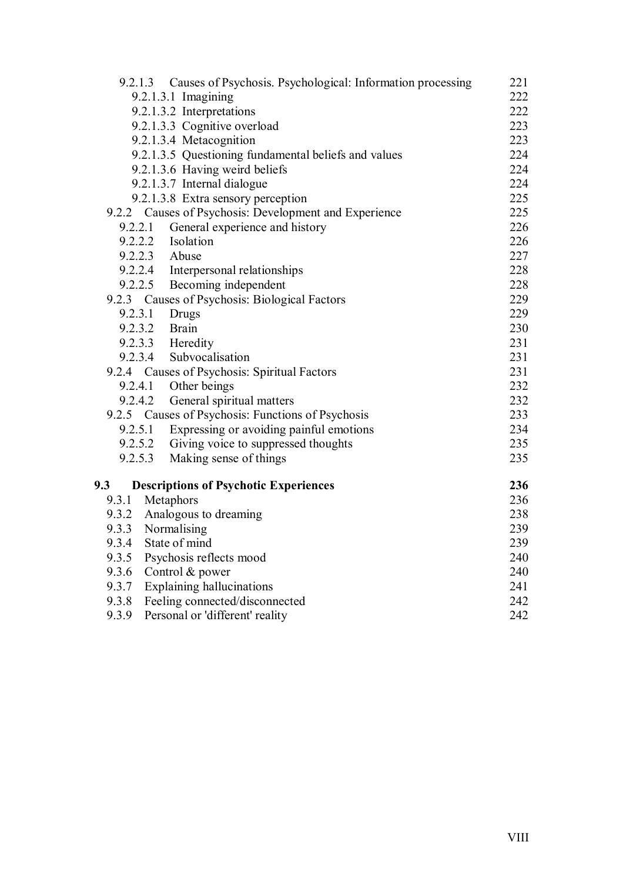- 9.2.1.3 Causes of Psychosis. Psychological: Information processing 221
  - 9.2.1.3.1 Imagining 222
  - 9.2.1.3.2 Interpretations 222
  - 9.2.1.3.3 Cognitive overload 223
  - 9.2.1.3.4 Metacognition 223
  - 9.2.1.3.5 Questioning fundamental beliefs and values 224
  - 9.2.1.3.6 Having weird beliefs 224
  - 9.2.1.3.7 Internal dialogue 224
  - 9.2.1.3.8 Extra sensory perception 225
- 9.2.2 Causes of Psychosis: Development and Experience 225
  - 9.2.2.1 General experience and history 226
  - 9.2.2.2 Isolation 226
  - 9.2.2.3 Abuse 227
  - 9.2.2.4 Interpersonal relationships 228
  - 9.2.2.5 Becoming independent 228
- 9.2.3 Causes of Psychosis: Biological Factors 229
  - 9.2.3.1 Drugs 229
  - 9.2.3.2 Brain 230
  - 9.2.3.3 Heredity 231
  - 9.2.3.4 Subvocalisation 231
- 9.2.4 Causes of Psychosis: Spiritual Factors 231
  - 9.2.4.1 Other beings 232
  - 9.2.4.2 General spiritual matters 232
- 9.2.5 Causes of Psychosis: Functions of Psychosis 233
  - 9.2.5.1 Expressing or avoiding painful emotions 234
  - 9.2.5.2 Giving voice to suppressed thoughts 235
  - 9.2.5.3 Making sense of things 235

**9.3 Descriptions of Psychotic Experiences 236**

- 9.3.1 Metaphors 236
- 9.3.2 Analogous to dreaming 238
- 9.3.3 Normalising 239
- 9.3.4 State of mind 239
- 9.3.5 Psychosis reflects mood 240
- 9.3.6 Control & power 240
- 9.3.7 Explaining hallucinations 241
- 9.3.8 Feeling connected/disconnected 242
- 9.3.9 Personal or 'different' reality 242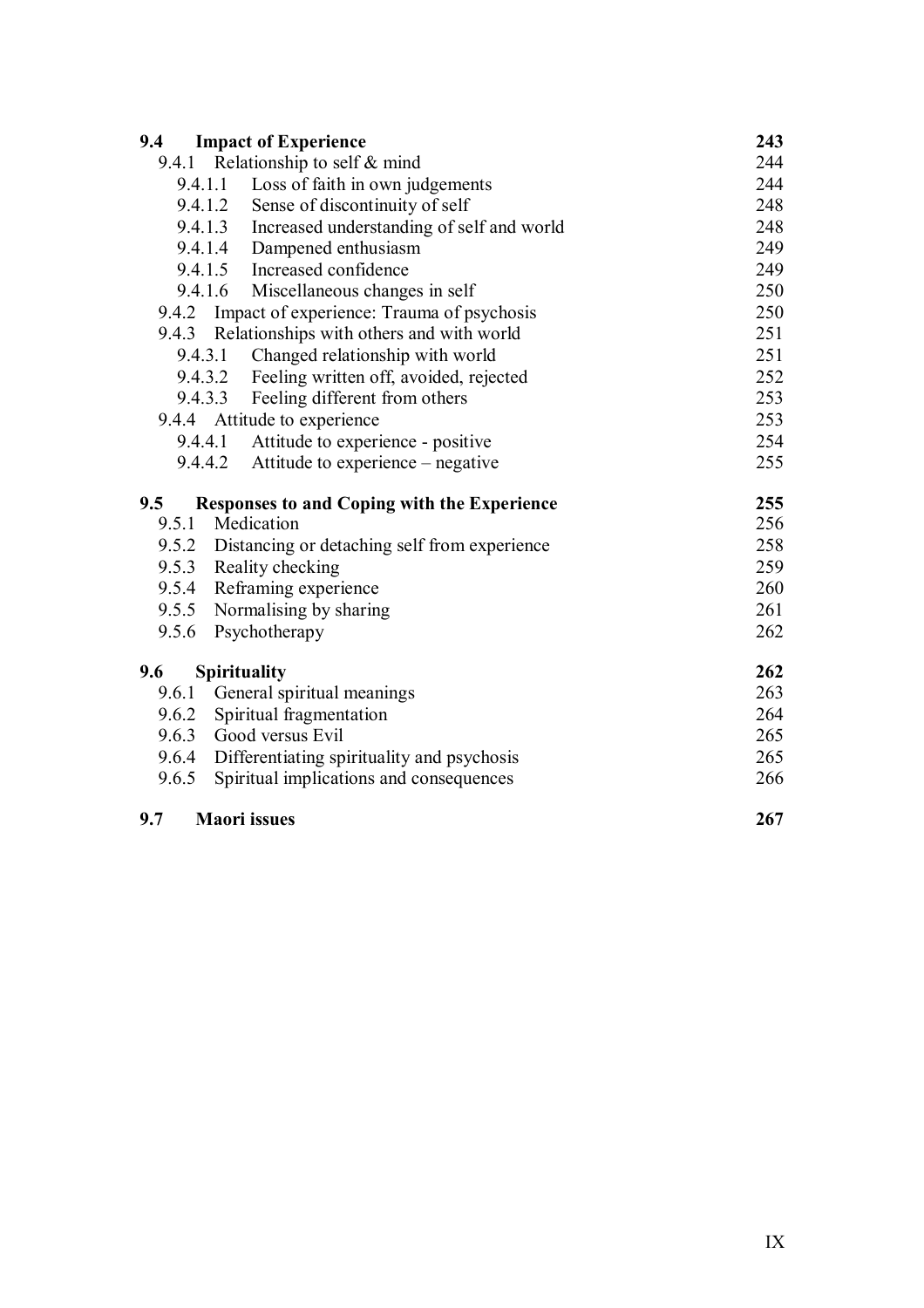| | |
|---|---|
| **9.4 Impact of Experience** | **243** |
| 9.4.1 Relationship to self & mind | 244 |
| 9.4.1.1 Loss of faith in own judgements | 244 |
| 9.4.1.2 Sense of discontinuity of self | 248 |
| 9.4.1.3 Increased understanding of self and world | 248 |
| 9.4.1.4 Dampened enthusiasm | 249 |
| 9.4.1.5 Increased confidence | 249 |
| 9.4.1.6 Miscellaneous changes in self | 250 |
| 9.4.2 Impact of experience: Trauma of psychosis | 250 |
| 9.4.3 Relationships with others and with world | 251 |
| 9.4.3.1 Changed relationship with world | 251 |
| 9.4.3.2 Feeling written off, avoided, rejected | 252 |
| 9.4.3.3 Feeling different from others | 253 |
| 9.4.4 Attitude to experience | 253 |
| 9.4.4.1 Attitude to experience - positive | 254 |
| 9.4.4.2 Attitude to experience – negative | 255 |
| **9.5 Responses to and Coping with the Experience** | **255** |
| 9.5.1 Medication | 256 |
| 9.5.2 Distancing or detaching self from experience | 258 |
| 9.5.3 Reality checking | 259 |
| 9.5.4 Reframing experience | 260 |
| 9.5.5 Normalising by sharing | 261 |
| 9.5.6 Psychotherapy | 262 |
| **9.6 Spirituality** | **262** |
| 9.6.1 General spiritual meanings | 263 |
| 9.6.2 Spiritual fragmentation | 264 |
| 9.6.3 Good versus Evil | 265 |
| 9.6.4 Differentiating spirituality and psychosis | 265 |
| 9.6.5 Spiritual implications and consequences | 266 |
| **9.7 Maori issues** | **267** |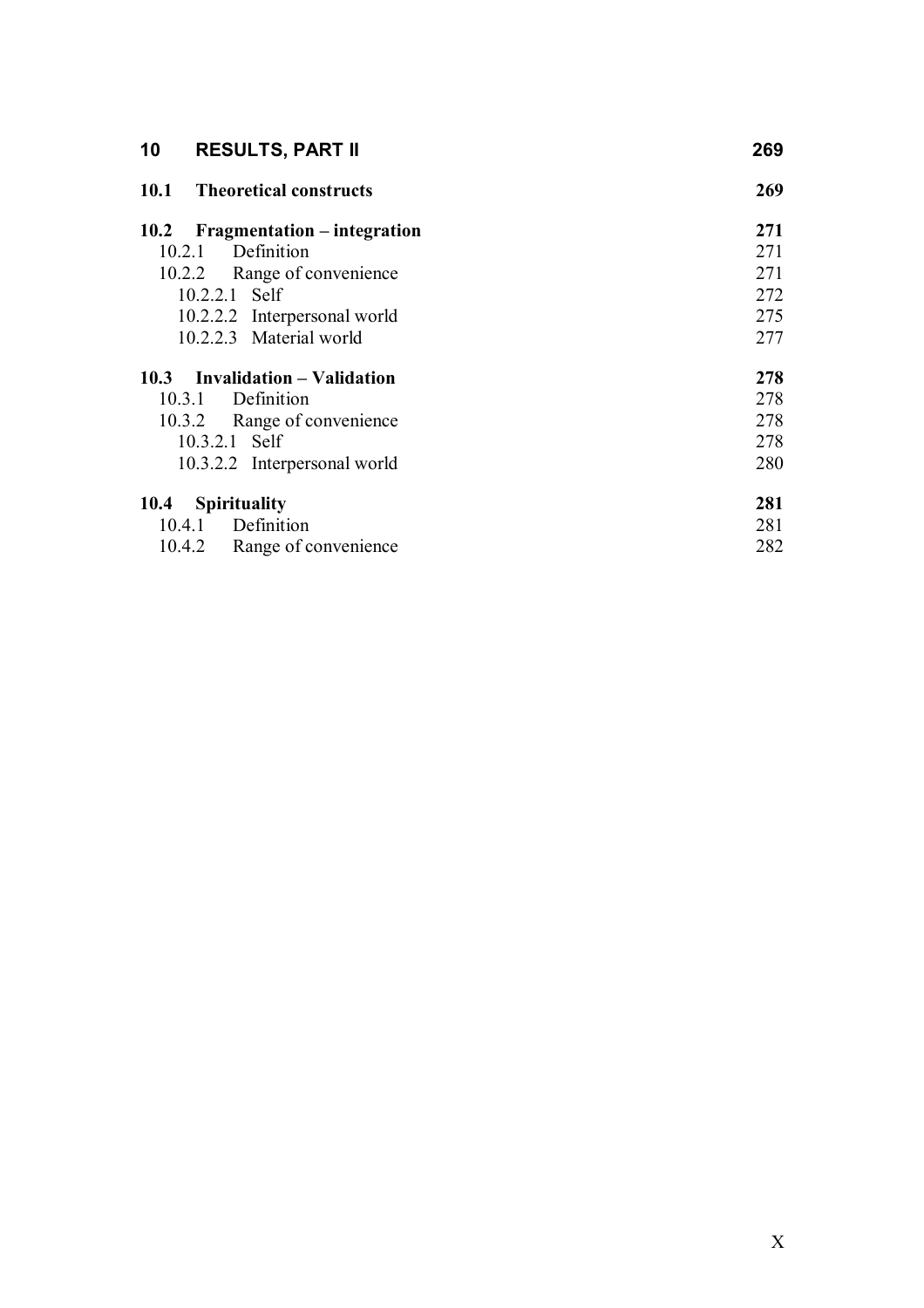| | |
|---|---|
| **10 RESULTS, PART II** | **269** |
| **10.1 Theoretical constructs** | **269** |
| **10.2 Fragmentation – integration** | **271** |
| 10.2.1 Definition | 271 |
| 10.2.2 Range of convenience | 271 |
| 10.2.2.1 Self | 272 |
| 10.2.2.2 Interpersonal world | 275 |
| 10.2.2.3 Material world | 277 |
| **10.3 Invalidation – Validation** | **278** |
| 10.3.1 Definition | 278 |
| 10.3.2 Range of convenience | 278 |
| 10.3.2.1 Self | 278 |
| 10.3.2.2 Interpersonal world | 280 |
| **10.4 Spirituality** | **281** |
| 10.4.1 Definition | 281 |
| 10.4.2 Range of convenience | 282 |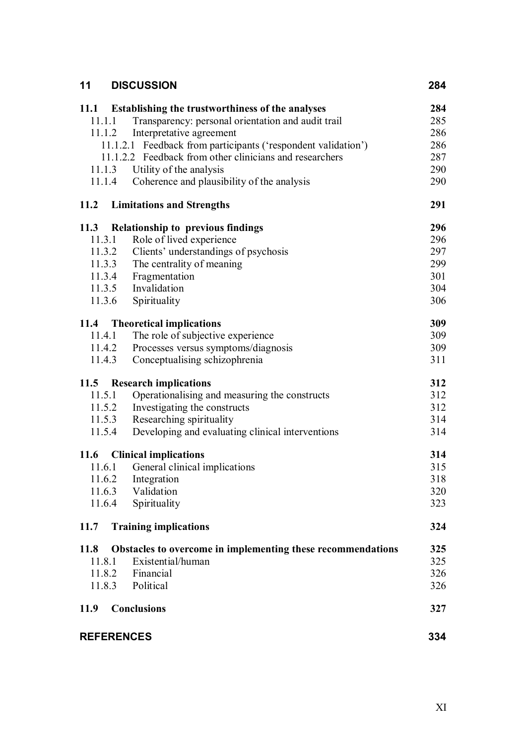| | | |
|---|---|---|
| **11** | **DISCUSSION** | **284** |
| **11.1** | **Establishing the trustworthiness of the analyses** | **284** |
| 11.1.1 | Transparency: personal orientation and audit trail | 285 |
| 11.1.2 | Interpretative agreement | 286 |
| 11.1.2.1 | Feedback from participants ('respondent validation') | 286 |
| 11.1.2.2 | Feedback from other clinicians and researchers | 287 |
| 11.1.3 | Utility of the analysis | 290 |
| 11.1.4 | Coherence and plausibility of the analysis | 290 |
| **11.2** | **Limitations and Strengths** | **291** |
| **11.3** | **Relationship to previous findings** | **296** |
| 11.3.1 | Role of lived experience | 296 |
| 11.3.2 | Clients' understandings of psychosis | 297 |
| 11.3.3 | The centrality of meaning | 299 |
| 11.3.4 | Fragmentation | 301 |
| 11.3.5 | Invalidation | 304 |
| 11.3.6 | Spirituality | 306 |
| **11.4** | **Theoretical implications** | **309** |
| 11.4.1 | The role of subjective experience | 309 |
| 11.4.2 | Processes versus symptoms/diagnosis | 309 |
| 11.4.3 | Conceptualising schizophrenia | 311 |
| **11.5** | **Research implications** | **312** |
| 11.5.1 | Operationalising and measuring the constructs | 312 |
| 11.5.2 | Investigating the constructs | 312 |
| 11.5.3 | Researching spirituality | 314 |
| 11.5.4 | Developing and evaluating clinical interventions | 314 |
| **11.6** | **Clinical implications** | **314** |
| 11.6.1 | General clinical implications | 315 |
| 11.6.2 | Integration | 318 |
| 11.6.3 | Validation | 320 |
| 11.6.4 | Spirituality | 323 |
| **11.7** | **Training implications** | **324** |
| **11.8** | **Obstacles to overcome in implementing these recommendations** | **325** |
| 11.8.1 | Existential/human | 325 |
| 11.8.2 | Financial | 326 |
| 11.8.3 | Political | 326 |
| **11.9** | **Conclusions** | **327** |
| **REFERENCES** | | **334** |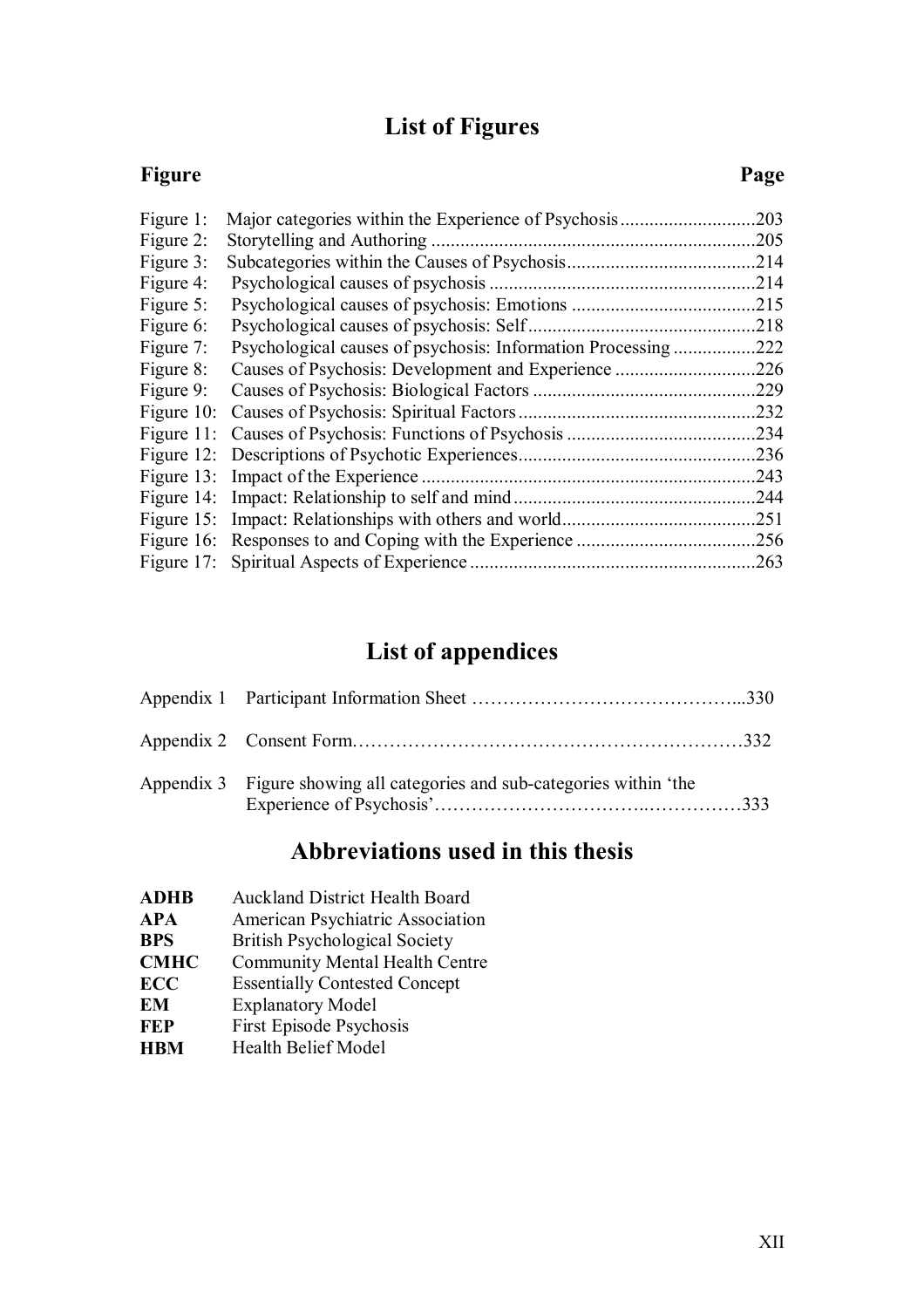# List of Figures

| Figure | | Page |
|---|---|---|
| Figure 1: | Major categories within the Experience of Psychosis | 203 |
| Figure 2: | Storytelling and Authoring | 205 |
| Figure 3: | Subcategories within the Causes of Psychosis | 214 |
| Figure 4: | Psychological causes of psychosis | 214 |
| Figure 5: | Psychological causes of psychosis: Emotions | 215 |
| Figure 6: | Psychological causes of psychosis: Self | 218 |
| Figure 7: | Psychological causes of psychosis: Information Processing | 222 |
| Figure 8: | Causes of Psychosis: Development and Experience | 226 |
| Figure 9: | Causes of Psychosis: Biological Factors | 229 |
| Figure 10: | Causes of Psychosis: Spiritual Factors | 232 |
| Figure 11: | Causes of Psychosis: Functions of Psychosis | 234 |
| Figure 12: | Descriptions of Psychotic Experiences | 236 |
| Figure 13: | Impact of the Experience | 243 |
| Figure 14: | Impact: Relationship to self and mind | 244 |
| Figure 15: | Impact: Relationships with others and world | 251 |
| Figure 16: | Responses to and Coping with the Experience | 256 |
| Figure 17: | Spiritual Aspects of Experience | 263 |

# List of appendices

| | | |
|---|---|---|
| Appendix 1 | Participant Information Sheet | 330 |
| Appendix 2 | Consent Form | 332 |
| Appendix 3 | Figure showing all categories and sub-categories within 'the Experience of Psychosis' | 333 |

# Abbreviations used in this thesis

| | |
|---|---|
| **ADHB** | Auckland District Health Board |
| **APA** | American Psychiatric Association |
| **BPS** | British Psychological Society |
| **CMHC** | Community Mental Health Centre |
| **ECC** | Essentially Contested Concept |
| **EM** | Explanatory Model |
| **FEP** | First Episode Psychosis |
| **HBM** | Health Belief Model |